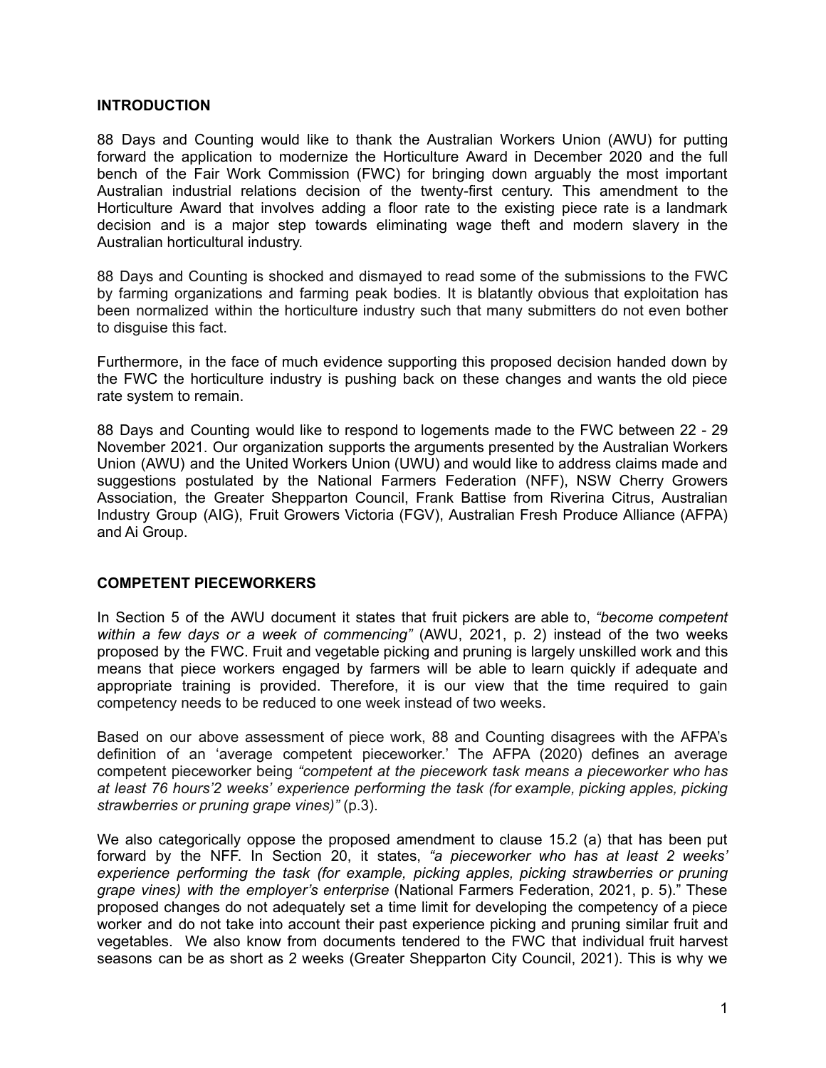## INTRODUCTION

88 Days and Counting would like to thank the Australian Workers Union (AWU) for putting forward the application to modernize the Horticulture Award in December 2020 and the full bench of the Fair Work Commission (FWC) for bringing down arguably the most important Australian industrial relations decision of the twenty-first century. This amendment to the Horticulture Award that involves adding a floor rate to the existing piece rate is a landmark decision and is a major step towards eliminating wage theft and modern slavery in the Australian horticultural industry.

88 Days and Counting is shocked and dismayed to read some of the submissions to the FWC by farming organizations and farming peak bodies. It is blatantly obvious that exploitation has been normalized within the horticulture industry such that many submitters do not even bother to disguise this fact.

Furthermore, in the face of much evidence supporting this proposed decision handed down by the FWC the horticulture industry is pushing back on these changes and wants the old piece rate system to remain.

88 Days and Counting would like to respond to logements made to the FWC between 22 - 29 November 2021. Our organization supports the arguments presented by the Australian Workers Union (AWU) and the United Workers Union (UWU) and would like to address claims made and suggestions postulated by the National Farmers Federation (NFF), NSW Cherry Growers Association, the Greater Shepparton Council, Frank Battise from Riverina Citrus, Australian Industry Group (AIG), Fruit Growers Victoria (FGV), Australian Fresh Produce Alliance (AFPA) and Ai Group.

## COMPETENT PIECEWORKERS

In Section 5 of the AWU document it states that fruit pickers are able to, *"become competent within a few days or a week of commencing"* (AWU, 2021, p. 2) instead of the two weeks proposed by the FWC. Fruit and vegetable picking and pruning is largely unskilled work and this means that piece workers engaged by farmers will be able to learn quickly if adequate and appropriate training is provided. Therefore, it is our view that the time required to gain competency needs to be reduced to one week instead of two weeks.

Based on our above assessment of piece work, 88 and Counting disagrees with the AFPA's definition of an 'average competent pieceworker.' The AFPA (2020) defines an average competent pieceworker being *"competent at the piecework task means a pieceworker who has at least 76 hours'2 weeks' experience performing the task (for example, picking apples, picking strawberries or pruning grape vines)"* (p.3).

We also categorically oppose the proposed amendment to clause 15.2 (a) that has been put forward by the NFF. In Section 20, it states, *"a pieceworker who has at least 2 weeks' experience performing the task (for example, picking apples, picking strawberries or pruning grape vines) with the employer's enterprise* (National Farmers Federation, 2021, p. 5)." These proposed changes do not adequately set a time limit for developing the competency of a piece worker and do not take into account their past experience picking and pruning similar fruit and vegetables. We also know from documents tendered to the FWC that individual fruit harvest seasons can be as short as 2 weeks (Greater Shepparton City Council, 2021). This is why we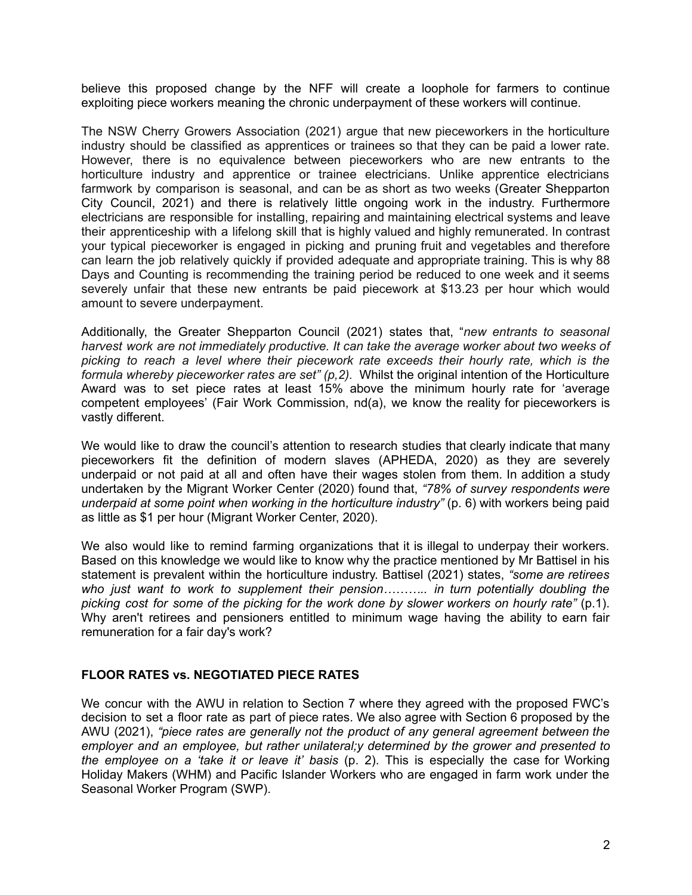believe this proposed change by the NFF will create a loophole for farmers to continue exploiting piece workers meaning the chronic underpayment of these workers will continue.

The NSW Cherry Growers Association (2021) argue that new pieceworkers in the horticulture industry should be classified as apprentices or trainees so that they can be paid a lower rate. However, there is no equivalence between pieceworkers who are new entrants to the horticulture industry and apprentice or trainee electricians. Unlike apprentice electricians farmwork by comparison is seasonal, and can be as short as two weeks (Greater Shepparton City Council, 2021) and there is relatively little ongoing work in the industry. Furthermore electricians are responsible for installing, repairing and maintaining electrical systems and leave their apprenticeship with a lifelong skill that is highly valued and highly remunerated. In contrast your typical pieceworker is engaged in picking and pruning fruit and vegetables and therefore can learn the job relatively quickly if provided adequate and appropriate training. This is why 88 Days and Counting is recommending the training period be reduced to one week and it seems severely unfair that these new entrants be paid piecework at $13.23 per hour which would amount to severe underpayment.

Additionally, the Greater Shepparton Council (2021) states that, "*new entrants to seasonal harvest work are not immediately productive. It can take the average worker about two weeks of picking to reach a level where their piecework rate exceeds their hourly rate, which is the formula whereby pieceworker rates are set" (p,2).* Whilst the original intention of the Horticulture Award was to set piece rates at least 15% above the minimum hourly rate for 'average competent employees' (Fair Work Commission, nd(a), we know the reality for pieceworkers is vastly different.

We would like to draw the council's attention to research studies that clearly indicate that many pieceworkers fit the definition of modern slaves (APHEDA, 2020) as they are severely underpaid or not paid at all and often have their wages stolen from them. In addition a study undertaken by the Migrant Worker Center (2020) found that, *"78% of survey respondents were underpaid at some point when working in the horticulture industry"* (p. 6) with workers being paid as little as $1 per hour (Migrant Worker Center, 2020).

We also would like to remind farming organizations that it is illegal to underpay their workers. Based on this knowledge we would like to know why the practice mentioned by Mr Battisel in his statement is prevalent within the horticulture industry. Battisel (2021) states, *"some are retirees who just want to work to supplement their pension……….. in turn potentially doubling the picking cost for some of the picking for the work done by slower workers on hourly rate"* (p.1). Why aren't retirees and pensioners entitled to minimum wage having the ability to earn fair remuneration for a fair day's work?

## FLOOR RATES vs. NEGOTIATED PIECE RATES

We concur with the AWU in relation to Section 7 where they agreed with the proposed FWC's decision to set a floor rate as part of piece rates. We also agree with Section 6 proposed by the AWU (2021), *"piece rates are generally not the product of any general agreement between the employer and an employee, but rather unilateral;y determined by the grower and presented to the employee on a 'take it or leave it' basis* (p. 2). This is especially the case for Working Holiday Makers (WHM) and Pacific Islander Workers who are engaged in farm work under the Seasonal Worker Program (SWP).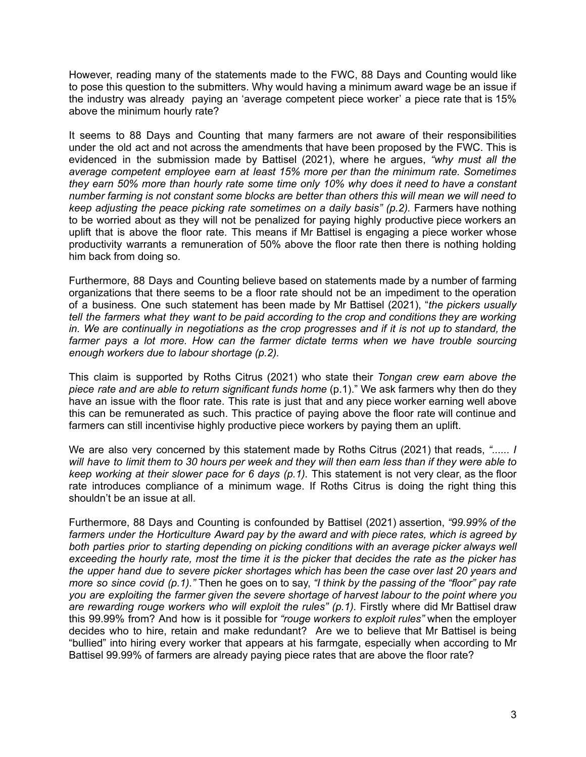However, reading many of the statements made to the FWC, 88 Days and Counting would like to pose this question to the submitters. Why would having a minimum award wage be an issue if the industry was already paying an 'average competent piece worker' a piece rate that is 15% above the minimum hourly rate?

It seems to 88 Days and Counting that many farmers are not aware of their responsibilities under the old act and not across the amendments that have been proposed by the FWC. This is evidenced in the submission made by Battisel (2021), where he argues, *"why must all the average competent employee earn at least 15% more per than the minimum rate. Sometimes they earn 50% more than hourly rate some time only 10% why does it need to have a constant number farming is not constant some blocks are better than others this will mean we will need to keep adjusting the peace picking rate sometimes on a daily basis" (p.2).* Farmers have nothing to be worried about as they will not be penalized for paying highly productive piece workers an uplift that is above the floor rate. This means if Mr Battisel is engaging a piece worker whose productivity warrants a remuneration of 50% above the floor rate then there is nothing holding him back from doing so.

Furthermore, 88 Days and Counting believe based on statements made by a number of farming organizations that there seems to be a floor rate should not be an impediment to the operation of a business. One such statement has been made by Mr Battisel (2021), "*the pickers usually tell the farmers what they want to be paid according to the crop and conditions they are working in. We are continually in negotiations as the crop progresses and if it is not up to standard, the farmer pays a lot more. How can the farmer dictate terms when we have trouble sourcing enough workers due to labour shortage (p.2).*

This claim is supported by Roths Citrus (2021) who state their *Tongan crew earn above the piece rate and are able to return significant funds home* (p.1)." We ask farmers why then do they have an issue with the floor rate. This rate is just that and any piece worker earning well above this can be remunerated as such. This practice of paying above the floor rate will continue and farmers can still incentivise highly productive piece workers by paying them an uplift.

We are also very concerned by this statement made by Roths Citrus (2021) that reads, *"...... I will have to limit them to 30 hours per week and they will then earn less than if they were able to keep working at their slower pace for 6 days (p.1).* This statement is not very clear, as the floor rate introduces compliance of a minimum wage. If Roths Citrus is doing the right thing this shouldn't be an issue at all.

Furthermore, 88 Days and Counting is confounded by Battisel (2021) assertion, *"99.99% of the farmers under the Horticulture Award pay by the award and with piece rates, which is agreed by both parties prior to starting depending on picking conditions with an average picker always well exceeding the hourly rate, most the time it is the picker that decides the rate as the picker has the upper hand due to severe picker shortages which has been the case over last 20 years and more so since covid (p.1)."* Then he goes on to say, *"I think by the passing of the "floor" pay rate you are exploiting the farmer given the severe shortage of harvest labour to the point where you are rewarding rouge workers who will exploit the rules" (p.1).* Firstly where did Mr Battisel draw this 99.99% from? And how is it possible for *"rouge workers to exploit rules"* when the employer decides who to hire, retain and make redundant? Are we to believe that Mr Battisel is being "bullied" into hiring every worker that appears at his farmgate, especially when according to Mr Battisel 99.99% of farmers are already paying piece rates that are above the floor rate?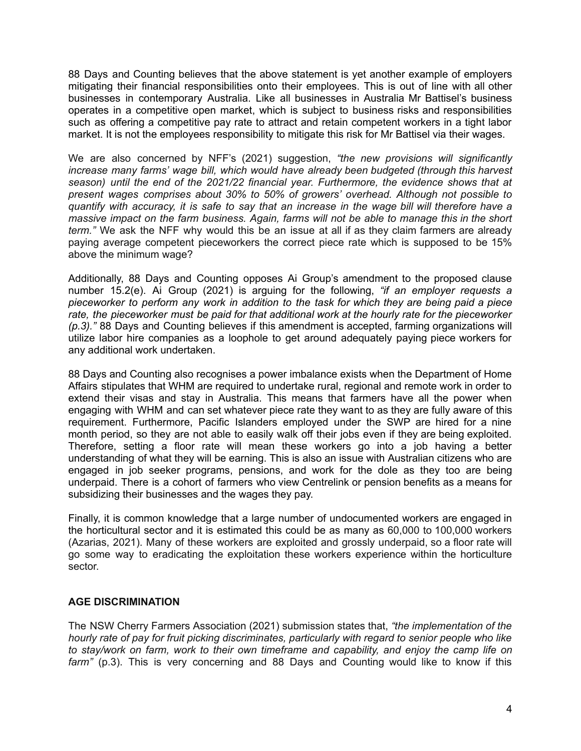88 Days and Counting believes that the above statement is yet another example of employers mitigating their financial responsibilities onto their employees. This is out of line with all other businesses in contemporary Australia. Like all businesses in Australia Mr Battisel's business operates in a competitive open market, which is subject to business risks and responsibilities such as offering a competitive pay rate to attract and retain competent workers in a tight labor market. It is not the employees responsibility to mitigate this risk for Mr Battisel via their wages.

We are also concerned by NFF's (2021) suggestion, *"the new provisions will significantly increase many farms' wage bill, which would have already been budgeted (through this harvest season) until the end of the 2021/22 financial year. Furthermore, the evidence shows that at present wages comprises about 30% to 50% of growers' overhead. Although not possible to quantify with accuracy, it is safe to say that an increase in the wage bill will therefore have a massive impact on the farm business. Again, farms will not be able to manage this in the short term."* We ask the NFF why would this be an issue at all if as they claim farmers are already paying average competent pieceworkers the correct piece rate which is supposed to be 15% above the minimum wage?

Additionally, 88 Days and Counting opposes Ai Group's amendment to the proposed clause number 15.2(e). Ai Group (2021) is arguing for the following, *"if an employer requests a pieceworker to perform any work in addition to the task for which they are being paid a piece rate, the pieceworker must be paid for that additional work at the hourly rate for the pieceworker (p.3)."* 88 Days and Counting believes if this amendment is accepted, farming organizations will utilize labor hire companies as a loophole to get around adequately paying piece workers for any additional work undertaken.

88 Days and Counting also recognises a power imbalance exists when the Department of Home Affairs stipulates that WHM are required to undertake rural, regional and remote work in order to extend their visas and stay in Australia. This means that farmers have all the power when engaging with WHM and can set whatever piece rate they want to as they are fully aware of this requirement. Furthermore, Pacific Islanders employed under the SWP are hired for a nine month period, so they are not able to easily walk off their jobs even if they are being exploited. Therefore, setting a floor rate will mean these workers go into a job having a better understanding of what they will be earning. This is also an issue with Australian citizens who are engaged in job seeker programs, pensions, and work for the dole as they too are being underpaid. There is a cohort of farmers who view Centrelink or pension benefits as a means for subsidizing their businesses and the wages they pay.

Finally, it is common knowledge that a large number of undocumented workers are engaged in the horticultural sector and it is estimated this could be as many as 60,000 to 100,000 workers (Azarias, 2021). Many of these workers are exploited and grossly underpaid, so a floor rate will go some way to eradicating the exploitation these workers experience within the horticulture sector.

## AGE DISCRIMINATION

The NSW Cherry Farmers Association (2021) submission states that, *"the implementation of the hourly rate of pay for fruit picking discriminates, particularly with regard to senior people who like to stay/work on farm, work to their own timeframe and capability, and enjoy the camp life on farm"* (p.3). This is very concerning and 88 Days and Counting would like to know if this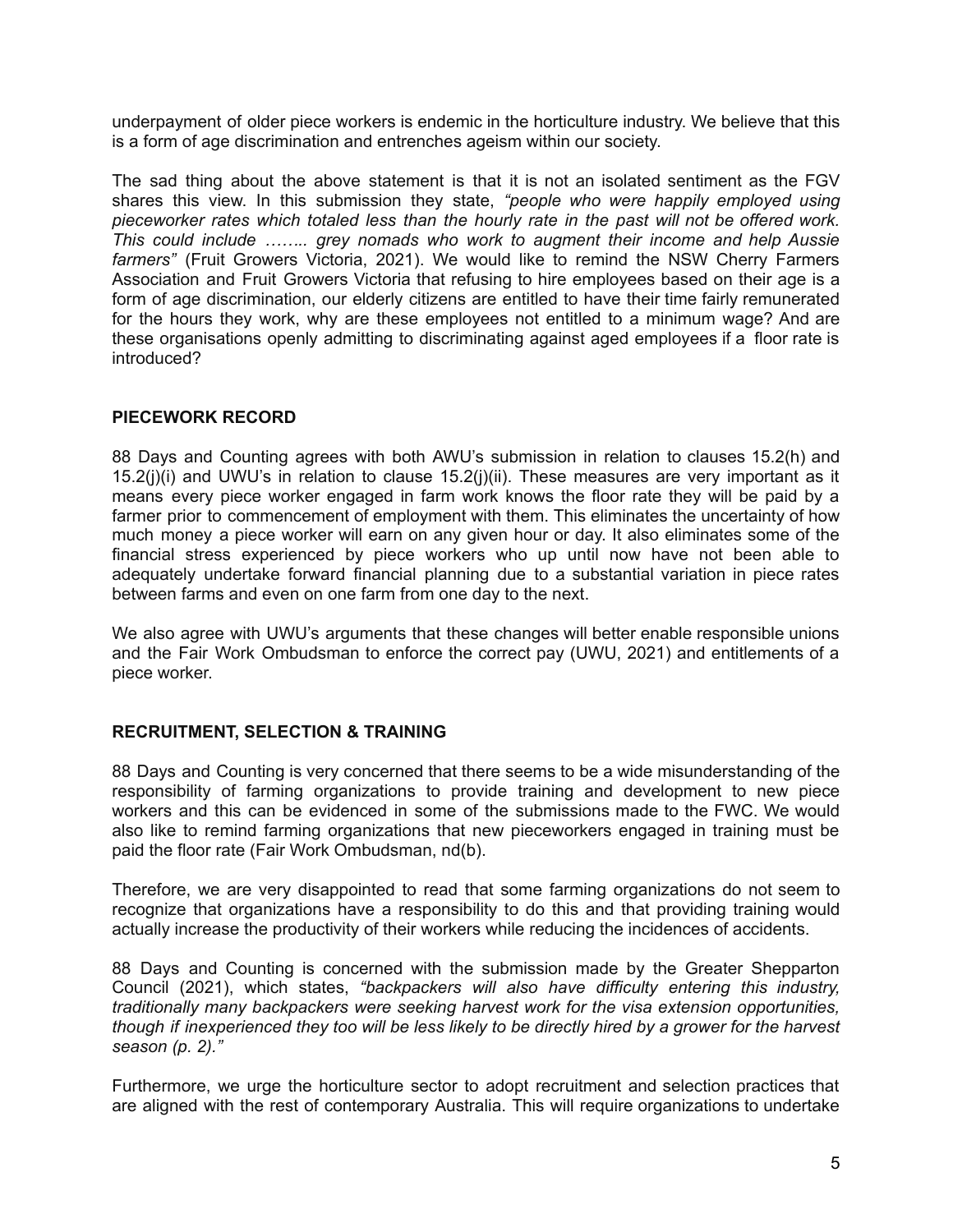underpayment of older piece workers is endemic in the horticulture industry. We believe that this is a form of age discrimination and entrenches ageism within our society.

The sad thing about the above statement is that it is not an isolated sentiment as the FGV shares this view. In this submission they state, *"people who were happily employed using pieceworker rates which totaled less than the hourly rate in the past will not be offered work. This could include …….. grey nomads who work to augment their income and help Aussie farmers"* (Fruit Growers Victoria, 2021). We would like to remind the NSW Cherry Farmers Association and Fruit Growers Victoria that refusing to hire employees based on their age is a form of age discrimination, our elderly citizens are entitled to have their time fairly remunerated for the hours they work, why are these employees not entitled to a minimum wage? And are these organisations openly admitting to discriminating against aged employees if a floor rate is introduced?

## PIECEWORK RECORD

88 Days and Counting agrees with both AWU's submission in relation to clauses 15.2(h) and 15.2(j)(i) and UWU's in relation to clause 15.2(j)(ii). These measures are very important as it means every piece worker engaged in farm work knows the floor rate they will be paid by a farmer prior to commencement of employment with them. This eliminates the uncertainty of how much money a piece worker will earn on any given hour or day. It also eliminates some of the financial stress experienced by piece workers who up until now have not been able to adequately undertake forward financial planning due to a substantial variation in piece rates between farms and even on one farm from one day to the next.

We also agree with UWU's arguments that these changes will better enable responsible unions and the Fair Work Ombudsman to enforce the correct pay (UWU, 2021) and entitlements of a piece worker.

## RECRUITMENT, SELECTION & TRAINING

88 Days and Counting is very concerned that there seems to be a wide misunderstanding of the responsibility of farming organizations to provide training and development to new piece workers and this can be evidenced in some of the submissions made to the FWC. We would also like to remind farming organizations that new pieceworkers engaged in training must be paid the floor rate (Fair Work Ombudsman, nd(b).

Therefore, we are very disappointed to read that some farming organizations do not seem to recognize that organizations have a responsibility to do this and that providing training would actually increase the productivity of their workers while reducing the incidences of accidents.

88 Days and Counting is concerned with the submission made by the Greater Shepparton Council (2021), which states, *"backpackers will also have difficulty entering this industry, traditionally many backpackers were seeking harvest work for the visa extension opportunities, though if inexperienced they too will be less likely to be directly hired by a grower for the harvest season (p. 2)."*

Furthermore, we urge the horticulture sector to adopt recruitment and selection practices that are aligned with the rest of contemporary Australia. This will require organizations to undertake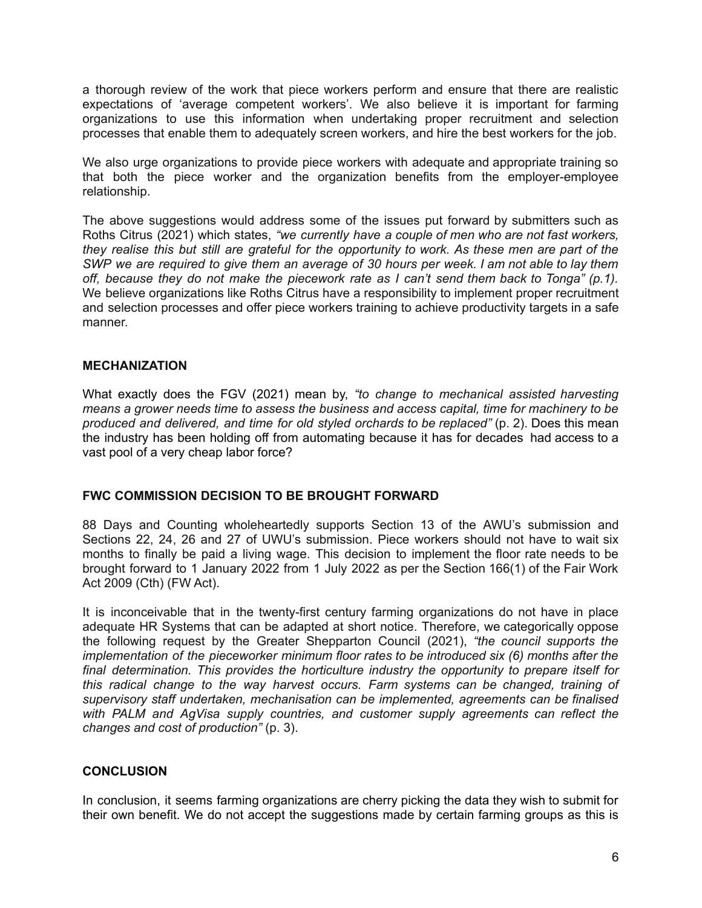a thorough review of the work that piece workers perform and ensure that there are realistic expectations of 'average competent workers'. We also believe it is important for farming organizations to use this information when undertaking proper recruitment and selection processes that enable them to adequately screen workers, and hire the best workers for the job.

We also urge organizations to provide piece workers with adequate and appropriate training so that both the piece worker and the organization benefits from the employer-employee relationship.

The above suggestions would address some of the issues put forward by submitters such as Roths Citrus (2021) which states, *"we currently have a couple of men who are not fast workers, they realise this but still are grateful for the opportunity to work. As these men are part of the SWP we are required to give them an average of 30 hours per week. I am not able to lay them off, because they do not make the piecework rate as I can't send them back to Tonga" (p.1).* We believe organizations like Roths Citrus have a responsibility to implement proper recruitment and selection processes and offer piece workers training to achieve productivity targets in a safe manner.

## MECHANIZATION

What exactly does the FGV (2021) mean by, *"to change to mechanical assisted harvesting means a grower needs time to assess the business and access capital, time for machinery to be produced and delivered, and time for old styled orchards to be replaced"* (p. 2). Does this mean the industry has been holding off from automating because it has for decades had access to a vast pool of a very cheap labor force?

## FWC COMMISSION DECISION TO BE BROUGHT FORWARD

88 Days and Counting wholeheartedly supports Section 13 of the AWU's submission and Sections 22, 24, 26 and 27 of UWU's submission. Piece workers should not have to wait six months to finally be paid a living wage. This decision to implement the floor rate needs to be brought forward to 1 January 2022 from 1 July 2022 as per the Section 166(1) of the Fair Work Act 2009 (Cth) (FW Act).

It is inconceivable that in the twenty-first century farming organizations do not have in place adequate HR Systems that can be adapted at short notice. Therefore, we categorically oppose the following request by the Greater Shepparton Council (2021), *"the council supports the implementation of the pieceworker minimum floor rates to be introduced six (6) months after the final determination. This provides the horticulture industry the opportunity to prepare itself for this radical change to the way harvest occurs. Farm systems can be changed, training of supervisory staff undertaken, mechanisation can be implemented, agreements can be finalised with PALM and AgVisa supply countries, and customer supply agreements can reflect the changes and cost of production"* (p. 3).

## CONCLUSION

In conclusion, it seems farming organizations are cherry picking the data they wish to submit for their own benefit. We do not accept the suggestions made by certain farming groups as this is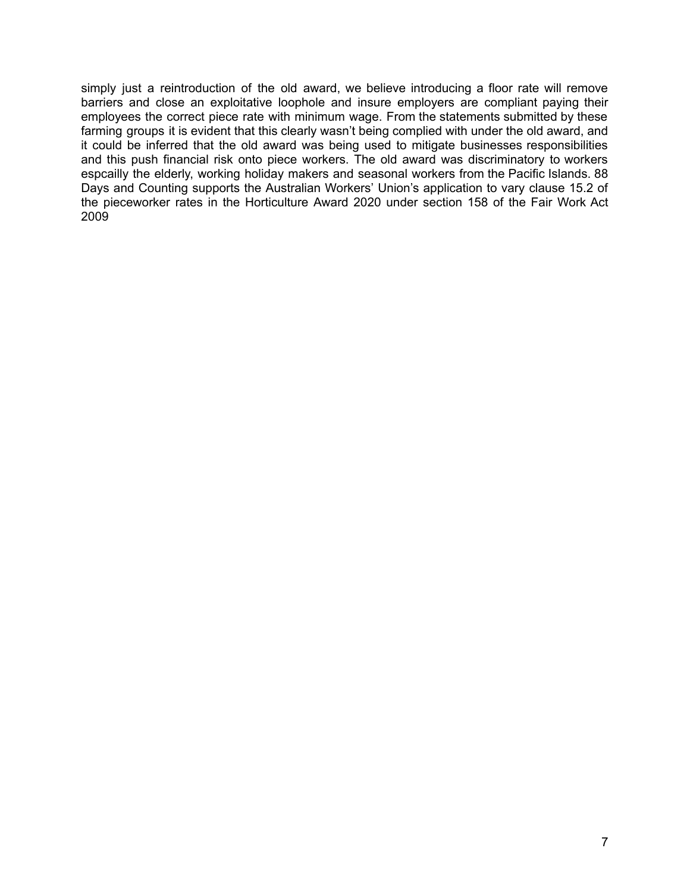simply just a reintroduction of the old award, we believe introducing a floor rate will remove barriers and close an exploitative loophole and insure employers are compliant paying their employees the correct piece rate with minimum wage. From the statements submitted by these farming groups it is evident that this clearly wasn't being complied with under the old award, and it could be inferred that the old award was being used to mitigate businesses responsibilities and this push financial risk onto piece workers. The old award was discriminatory to workers espcailly the elderly, working holiday makers and seasonal workers from the Pacific Islands. 88 Days and Counting supports the Australian Workers' Union's application to vary clause 15.2 of the pieceworker rates in the Horticulture Award 2020 under section 158 of the Fair Work Act 2009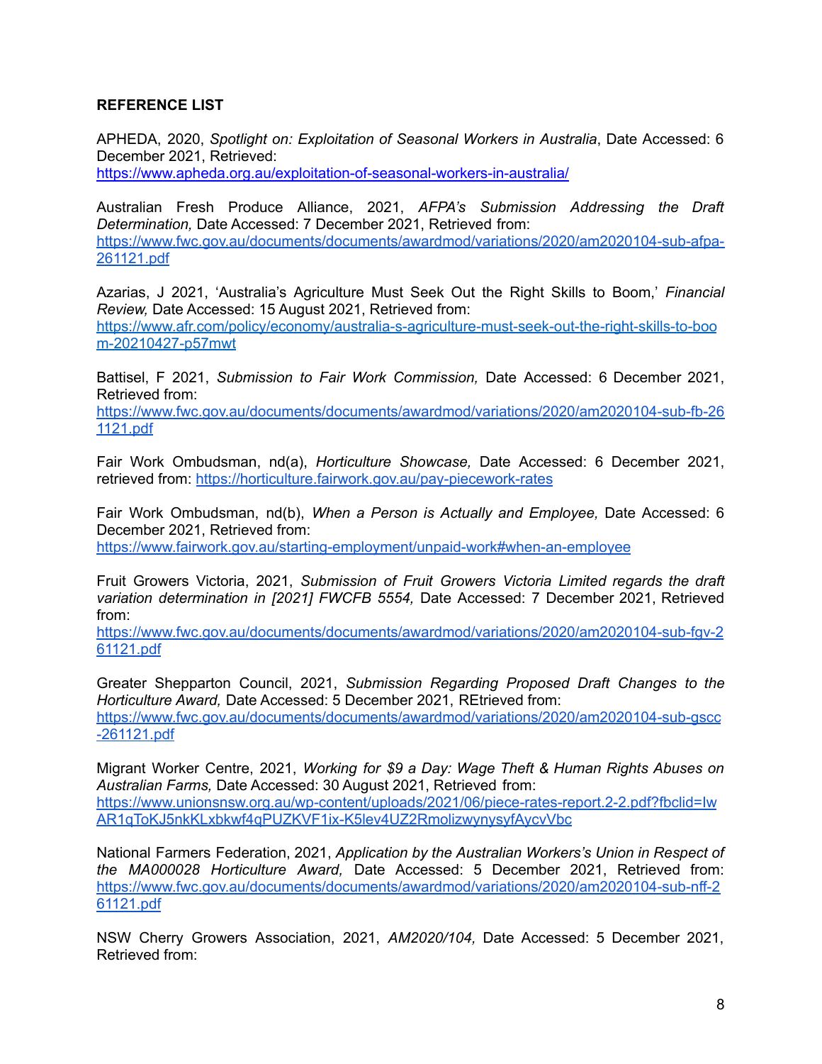**REFERENCE LIST**

APHEDA, 2020, *Spotlight on: Exploitation of Seasonal Workers in Australia*, Date Accessed: 6 December 2021, Retrieved: https://www.apheda.org.au/exploitation-of-seasonal-workers-in-australia/

Australian Fresh Produce Alliance, 2021, *AFPA's Submission Addressing the Draft Determination,* Date Accessed: 7 December 2021, Retrieved from: https://www.fwc.gov.au/documents/documents/awardmod/variations/2020/am2020104-sub-afpa-261121.pdf

Azarias, J 2021, 'Australia's Agriculture Must Seek Out the Right Skills to Boom,' *Financial Review,* Date Accessed: 15 August 2021, Retrieved from: https://www.afr.com/policy/economy/australia-s-agriculture-must-seek-out-the-right-skills-to-boom-20210427-p57mwt

Battisel, F 2021, *Submission to Fair Work Commission,* Date Accessed: 6 December 2021, Retrieved from: https://www.fwc.gov.au/documents/documents/awardmod/variations/2020/am2020104-sub-fb-261121.pdf

Fair Work Ombudsman, nd(a), *Horticulture Showcase,* Date Accessed: 6 December 2021, retrieved from: https://horticulture.fairwork.gov.au/pay-piecework-rates

Fair Work Ombudsman, nd(b), *When a Person is Actually and Employee,* Date Accessed: 6 December 2021, Retrieved from: https://www.fairwork.gov.au/starting-employment/unpaid-work#when-an-employee

Fruit Growers Victoria, 2021, *Submission of Fruit Growers Victoria Limited regards the draft variation determination in [2021] FWCFB 5554,* Date Accessed: 7 December 2021, Retrieved from: https://www.fwc.gov.au/documents/documents/awardmod/variations/2020/am2020104-sub-fgv-261121.pdf

Greater Shepparton Council, 2021, *Submission Regarding Proposed Draft Changes to the Horticulture Award,* Date Accessed: 5 December 2021, REtrieved from: https://www.fwc.gov.au/documents/documents/awardmod/variations/2020/am2020104-sub-gscc-261121.pdf

Migrant Worker Centre, 2021, *Working for $9 a Day: Wage Theft & Human Rights Abuses on Australian Farms,* Date Accessed: 30 August 2021, Retrieved from: https://www.unionsnsw.org.au/wp-content/uploads/2021/06/piece-rates-report.2-2.pdf?fbclid=IwAR1qToKJ5nkKLxbkwf4qPUZKVF1ix-K5lev4UZ2RmolizwynysyfAycvVbc

National Farmers Federation, 2021, *Application by the Australian Workers's Union in Respect of the MA000028 Horticulture Award,* Date Accessed: 5 December 2021, Retrieved from: https://www.fwc.gov.au/documents/documents/awardmod/variations/2020/am2020104-sub-nff-261121.pdf

NSW Cherry Growers Association, 2021, *AM2020/104,* Date Accessed: 5 December 2021, Retrieved from: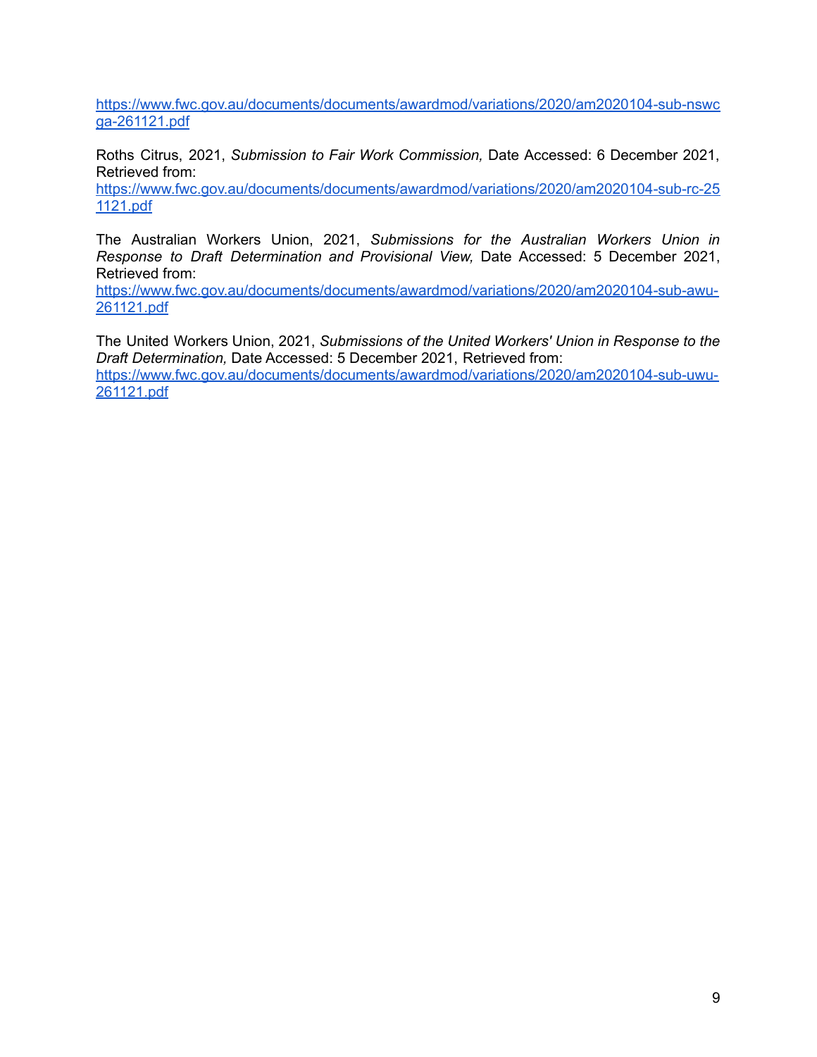https://www.fwc.gov.au/documents/documents/awardmod/variations/2020/am2020104-sub-nswcga-261121.pdf

Roths Citrus, 2021, *Submission to Fair Work Commission,* Date Accessed: 6 December 2021, Retrieved from:
https://www.fwc.gov.au/documents/documents/awardmod/variations/2020/am2020104-sub-rc-251121.pdf

The Australian Workers Union, 2021, *Submissions for the Australian Workers Union in Response to Draft Determination and Provisional View,* Date Accessed: 5 December 2021, Retrieved from:
https://www.fwc.gov.au/documents/documents/awardmod/variations/2020/am2020104-sub-awu-261121.pdf

The United Workers Union, 2021, *Submissions of the United Workers' Union in Response to the Draft Determination,* Date Accessed: 5 December 2021, Retrieved from:
https://www.fwc.gov.au/documents/documents/awardmod/variations/2020/am2020104-sub-uwu-261121.pdf